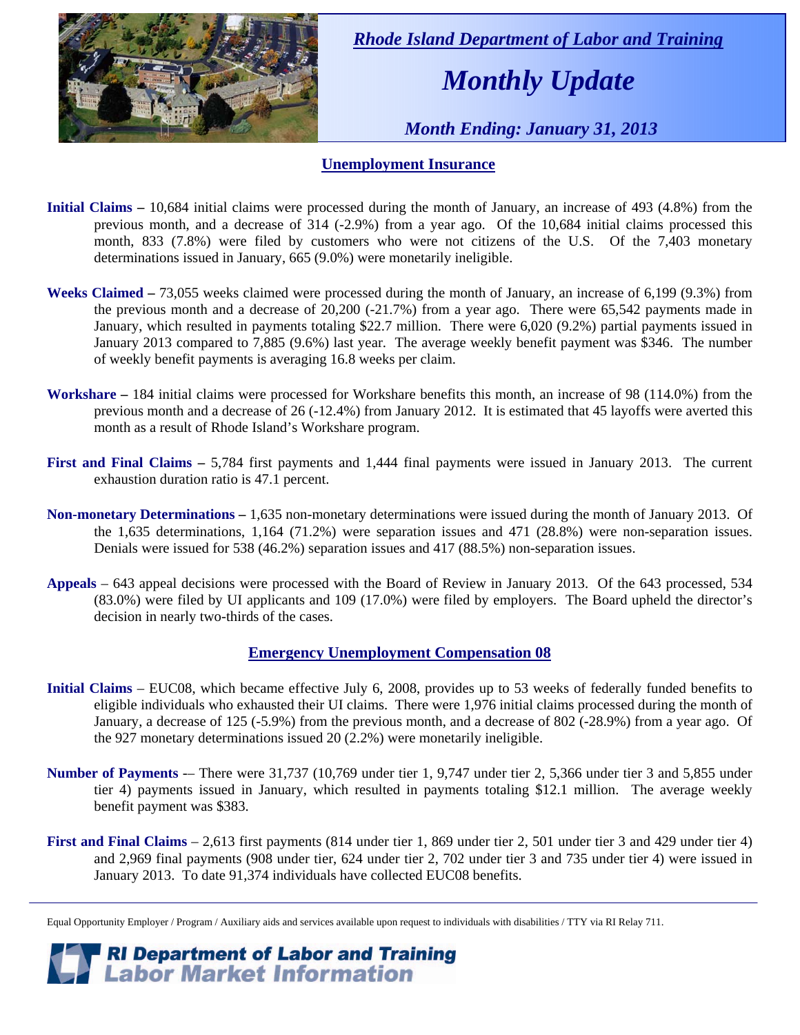*Rhode Island Department of Labor and Training*

# *Monthly Update*

*Month Ending: January 31, 2013*

## Unemployment Insurance

**Initial Claims –** 10,684 initial claims were processed during the month of January, an increase of 493 (4.8%) from the previous month, and a decrease of 314 (-2.9%) from a year ago. Of the 10,684 initial claims processed this month, 833 (7.8%) were filed by customers who were not citizens of the U.S. Of the 7,403 monetary determinations issued in January, 665 (9.0%) were monetarily ineligible.

**Weeks Claimed –** 73,055 weeks claimed were processed during the month of January, an increase of 6,199 (9.3%) from the previous month and a decrease of 20,200 (-21.7%) from a year ago. There were 65,542 payments made in January, which resulted in payments totaling $22.7 million. There were 6,020 (9.2%) partial payments issued in January 2013 compared to 7,885 (9.6%) last year. The average weekly benefit payment was $346. The number of weekly benefit payments is averaging 16.8 weeks per claim.

**Workshare –** 184 initial claims were processed for Workshare benefits this month, an increase of 98 (114.0%) from the previous month and a decrease of 26 (-12.4%) from January 2012. It is estimated that 45 layoffs were averted this month as a result of Rhode Island's Workshare program.

**First and Final Claims –** 5,784 first payments and 1,444 final payments were issued in January 2013. The current exhaustion duration ratio is 47.1 percent.

**Non-monetary Determinations –** 1,635 non-monetary determinations were issued during the month of January 2013. Of the 1,635 determinations, 1,164 (71.2%) were separation issues and 471 (28.8%) were non-separation issues. Denials were issued for 538 (46.2%) separation issues and 417 (88.5%) non-separation issues.

**Appeals** – 643 appeal decisions were processed with the Board of Review in January 2013. Of the 643 processed, 534 (83.0%) were filed by UI applicants and 109 (17.0%) were filed by employers. The Board upheld the director's decision in nearly two-thirds of the cases.

## Emergency Unemployment Compensation 08

**Initial Claims** – EUC08, which became effective July 6, 2008, provides up to 53 weeks of federally funded benefits to eligible individuals who exhausted their UI claims. There were 1,976 initial claims processed during the month of January, a decrease of 125 (-5.9%) from the previous month, and a decrease of 802 (-28.9%) from a year ago. Of the 927 monetary determinations issued 20 (2.2%) were monetarily ineligible.

**Number of Payments** -– There were 31,737 (10,769 under tier 1, 9,747 under tier 2, 5,366 under tier 3 and 5,855 under tier 4) payments issued in January, which resulted in payments totaling $12.1 million. The average weekly benefit payment was $383.

**First and Final Claims** – 2,613 first payments (814 under tier 1, 869 under tier 2, 501 under tier 3 and 429 under tier 4) and 2,969 final payments (908 under tier, 624 under tier 2, 702 under tier 3 and 735 under tier 4) were issued in January 2013. To date 91,374 individuals have collected EUC08 benefits.

Equal Opportunity Employer / Program / Auxiliary aids and services available upon request to individuals with disabilities / TTY via RI Relay 711.

**RI Department of Labor and Training**
**Labor Market Information**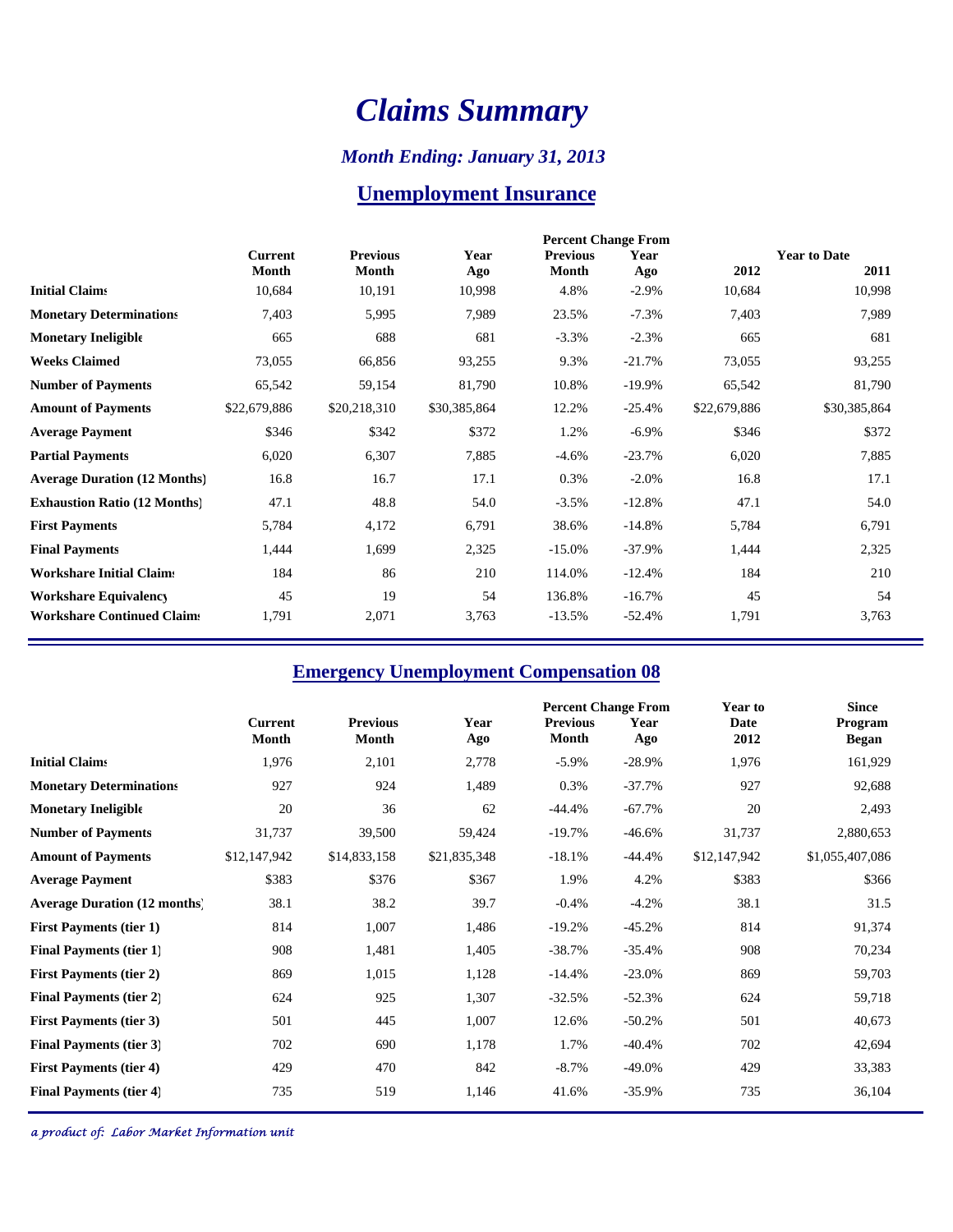# Claims Summary

### *Month Ending: January 31, 2013*

## Unemployment Insurance

| | Current Month | Previous Month | Year Ago | Percent Change From Previous Month | Percent Change From Year Ago | Year to Date 2012 | Year to Date 2011 |
|---|---|---|---|---|---|---|---|
| **Initial Claims** | 10,684 | 10,191 | 10,998 | 4.8% | -2.9% | 10,684 | 10,998 |
| **Monetary Determinations** | 7,403 | 5,995 | 7,989 | 23.5% | -7.3% | 7,403 | 7,989 |
| **Monetary Ineligible** | 665 | 688 | 681 | -3.3% | -2.3% | 665 | 681 |
| **Weeks Claimed** | 73,055 | 66,856 | 93,255 | 9.3% | -21.7% | 73,055 | 93,255 |
| **Number of Payments** | 65,542 | 59,154 | 81,790 | 10.8% | -19.9% | 65,542 | 81,790 |
| **Amount of Payments** | $22,679,886 | $20,218,310 | $30,385,864 | 12.2% | -25.4% | $22,679,886 | $30,385,864 |
| **Average Payment** | $346 | $342 | $372 | 1.2% | -6.9% | $346 | $372 |
| **Partial Payments** | 6,020 | 6,307 | 7,885 | -4.6% | -23.7% | 6,020 | 7,885 |
| **Average Duration (12 Months)** | 16.8 | 16.7 | 17.1 | 0.3% | -2.0% | 16.8 | 17.1 |
| **Exhaustion Ratio (12 Months)** | 47.1 | 48.8 | 54.0 | -3.5% | -12.8% | 47.1 | 54.0 |
| **First Payments** | 5,784 | 4,172 | 6,791 | 38.6% | -14.8% | 5,784 | 6,791 |
| **Final Payments** | 1,444 | 1,699 | 2,325 | -15.0% | -37.9% | 1,444 | 2,325 |
| **Workshare Initial Claims** | 184 | 86 | 210 | 114.0% | -12.4% | 184 | 210 |
| **Workshare Equivalency** | 45 | 19 | 54 | 136.8% | -16.7% | 45 | 54 |
| **Workshare Continued Claims** | 1,791 | 2,071 | 3,763 | -13.5% | -52.4% | 1,791 | 3,763 |

## Emergency Unemployment Compensation 08

| | Current Month | Previous Month | Year Ago | Percent Change From Previous Month | Percent Change From Year Ago | Year to Date 2012 | Since Program Began |
|---|---|---|---|---|---|---|---|
| **Initial Claims** | 1,976 | 2,101 | 2,778 | -5.9% | -28.9% | 1,976 | 161,929 |
| **Monetary Determinations** | 927 | 924 | 1,489 | 0.3% | -37.7% | 927 | 92,688 |
| **Monetary Ineligible** | 20 | 36 | 62 | -44.4% | -67.7% | 20 | 2,493 |
| **Number of Payments** | 31,737 | 39,500 | 59,424 | -19.7% | -46.6% | 31,737 | 2,880,653 |
| **Amount of Payments** | $12,147,942 | $14,833,158 | $21,835,348 | -18.1% | -44.4% | $12,147,942 | $1,055,407,086 |
| **Average Payment** | $383 | $376 | $367 | 1.9% | 4.2% | $383 | $366 |
| **Average Duration (12 months)** | 38.1 | 38.2 | 39.7 | -0.4% | -4.2% | 38.1 | 31.5 |
| **First Payments (tier 1)** | 814 | 1,007 | 1,486 | -19.2% | -45.2% | 814 | 91,374 |
| **Final Payments (tier 1)** | 908 | 1,481 | 1,405 | -38.7% | -35.4% | 908 | 70,234 |
| **First Payments (tier 2)** | 869 | 1,015 | 1,128 | -14.4% | -23.0% | 869 | 59,703 |
| **Final Payments (tier 2)** | 624 | 925 | 1,307 | -32.5% | -52.3% | 624 | 59,718 |
| **First Payments (tier 3)** | 501 | 445 | 1,007 | 12.6% | -50.2% | 501 | 40,673 |
| **Final Payments (tier 3)** | 702 | 690 | 1,178 | 1.7% | -40.4% | 702 | 42,694 |
| **First Payments (tier 4)** | 429 | 470 | 842 | -8.7% | -49.0% | 429 | 33,383 |
| **Final Payments (tier 4)** | 735 | 519 | 1,146 | 41.6% | -35.9% | 735 | 36,104 |

*a product of: Labor Market Information unit*